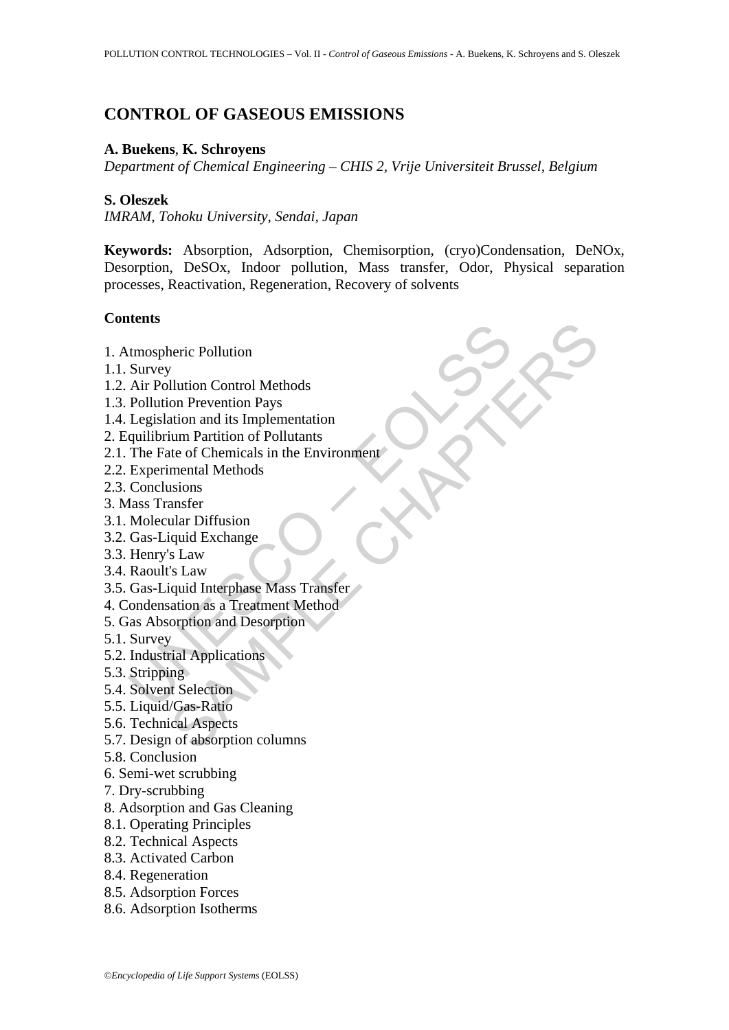# CONTROL OF GASEOUS EMISSIONS

**A. Buekens**, **K. Schroyens**
*Department of Chemical Engineering – CHIS 2, Vrije Universiteit Brussel, Belgium*

**S. Oleszek**
*IMRAM, Tohoku University, Sendai, Japan*

**Keywords:** Absorption, Adsorption, Chemisorption, (cryo)Condensation, DeNOx, Desorption, DeSOx, Indoor pollution, Mass transfer, Odor, Physical separation processes, Reactivation, Regeneration, Recovery of solvents

## Contents

1. Atmospheric Pollution
1.1. Survey
1.2. Air Pollution Control Methods
1.3. Pollution Prevention Pays
1.4. Legislation and its Implementation
2. Equilibrium Partition of Pollutants
2.1. The Fate of Chemicals in the Environment
2.2. Experimental Methods
2.3. Conclusions
3. Mass Transfer
3.1. Molecular Diffusion
3.2. Gas-Liquid Exchange
3.3. Henry's Law
3.4. Raoult's Law
3.5. Gas-Liquid Interphase Mass Transfer
4. Condensation as a Treatment Method
5. Gas Absorption and Desorption
5.1. Survey
5.2. Industrial Applications
5.3. Stripping
5.4. Solvent Selection
5.5. Liquid/Gas-Ratio
5.6. Technical Aspects
5.7. Design of absorption columns
5.8. Conclusion
6. Semi-wet scrubbing
7. Dry-scrubbing
8. Adsorption and Gas Cleaning
8.1. Operating Principles
8.2. Technical Aspects
8.3. Activated Carbon
8.4. Regeneration
8.5. Adsorption Forces
8.6. Adsorption Isotherms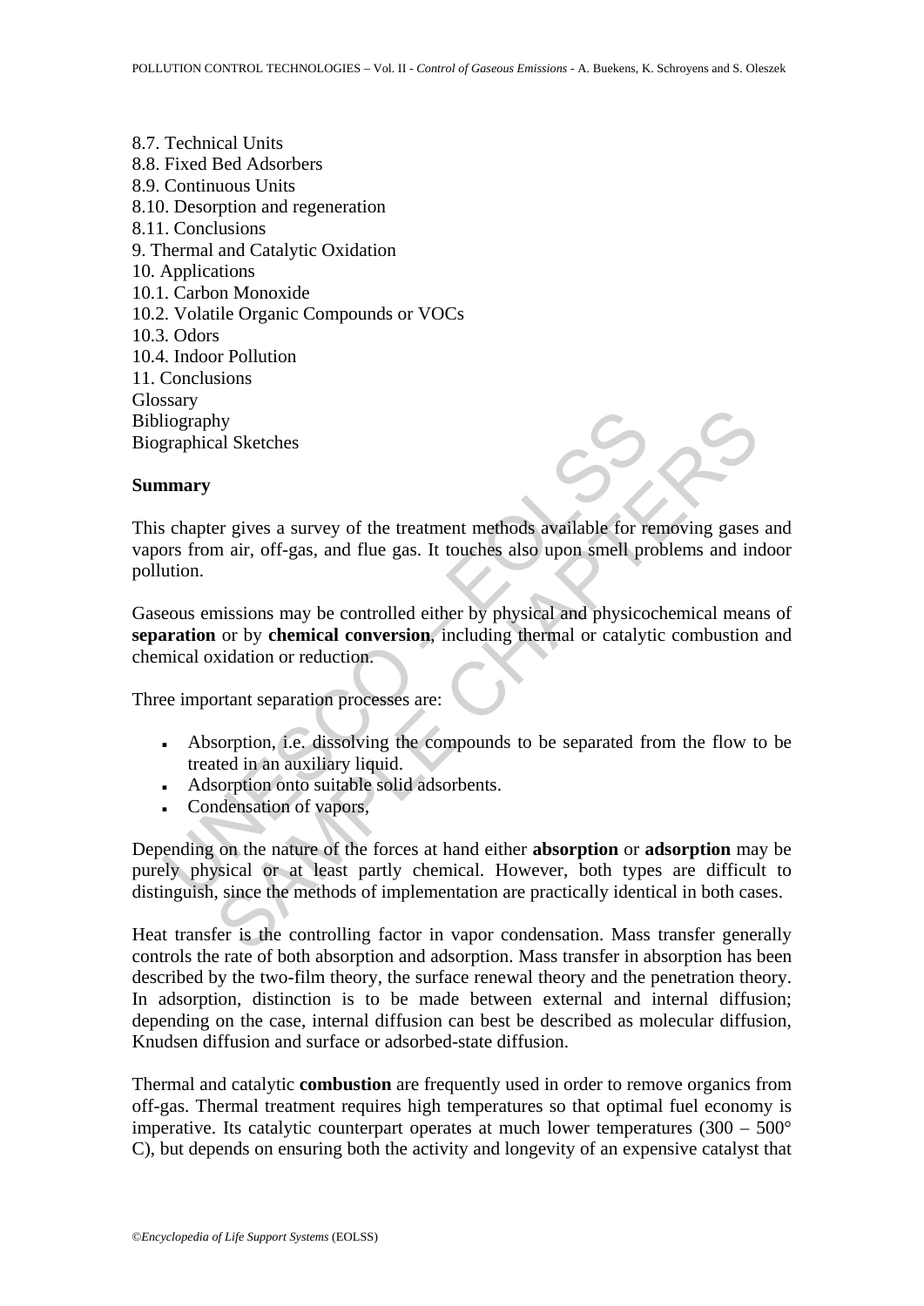8.7. Technical Units
8.8. Fixed Bed Adsorbers
8.9. Continuous Units
8.10. Desorption and regeneration
8.11. Conclusions
9. Thermal and Catalytic Oxidation
10. Applications
10.1. Carbon Monoxide
10.2. Volatile Organic Compounds or VOCs
10.3. Odors
10.4. Indoor Pollution
11. Conclusions
Glossary
Bibliography
Biographical Sketches

## Summary

This chapter gives a survey of the treatment methods available for removing gases and vapors from air, off-gas, and flue gas. It touches also upon smell problems and indoor pollution.

Gaseous emissions may be controlled either by physical and physicochemical means of **separation** or by **chemical conversion**, including thermal or catalytic combustion and chemical oxidation or reduction.

Three important separation processes are:

- Absorption, i.e. dissolving the compounds to be separated from the flow to be treated in an auxiliary liquid.
- Adsorption onto suitable solid adsorbents.
- Condensation of vapors,

Depending on the nature of the forces at hand either **absorption** or **adsorption** may be purely physical or at least partly chemical. However, both types are difficult to distinguish, since the methods of implementation are practically identical in both cases.

Heat transfer is the controlling factor in vapor condensation. Mass transfer generally controls the rate of both absorption and adsorption. Mass transfer in absorption has been described by the two-film theory, the surface renewal theory and the penetration theory. In adsorption, distinction is to be made between external and internal diffusion; depending on the case, internal diffusion can best be described as molecular diffusion, Knudsen diffusion and surface or adsorbed-state diffusion.

Thermal and catalytic **combustion** are frequently used in order to remove organics from off-gas. Thermal treatment requires high temperatures so that optimal fuel economy is imperative. Its catalytic counterpart operates at much lower temperatures (300 – 500° C), but depends on ensuring both the activity and longevity of an expensive catalyst that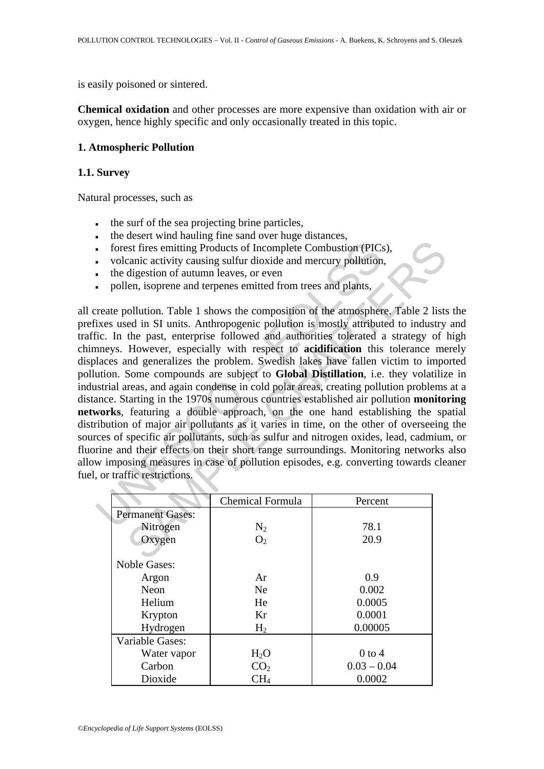is easily poisoned or sintered.

**Chemical oxidation** and other processes are more expensive than oxidation with air or oxygen, hence highly specific and only occasionally treated in this topic.

## 1. Atmospheric Pollution

### 1.1. Survey

Natural processes, such as

- the surf of the sea projecting brine particles,
- the desert wind hauling fine sand over huge distances,
- forest fires emitting Products of Incomplete Combustion (PICs),
- volcanic activity causing sulfur dioxide and mercury pollution,
- the digestion of autumn leaves, or even
- pollen, isoprene and terpenes emitted from trees and plants,

all create pollution. Table 1 shows the composition of the atmosphere. Table 2 lists the prefixes used in SI units. Anthropogenic pollution is mostly attributed to industry and traffic. In the past, enterprise followed and authorities tolerated a strategy of high chimneys. However, especially with respect to **acidification** this tolerance merely displaces and generalizes the problem. Swedish lakes have fallen victim to imported pollution. Some compounds are subject to **Global Distillation**, i.e. they volatilize in industrial areas, and again condense in cold polar areas, creating pollution problems at a distance. Starting in the 1970s numerous countries established air pollution **monitoring networks**, featuring a double approach, on the one hand establishing the spatial distribution of major air pollutants as it varies in time, on the other of overseeing the sources of specific air pollutants, such as sulfur and nitrogen oxides, lead, cadmium, or fluorine and their effects on their short range surroundings. Monitoring networks also allow imposing measures in case of pollution episodes, e.g. converting towards cleaner fuel, or traffic restrictions.

| | Chemical Formula | Percent |
|---|---|---|
| Permanent Gases: | | |
| Nitrogen | $N_2$ | 78.1 |
| Oxygen | $O_2$ | 20.9 |
| Noble Gases: | | |
| Argon | Ar | 0.9 |
| Neon | Ne | 0.002 |
| Helium | He | 0.0005 |
| Krypton | Kr | 0.0001 |
| Hydrogen | $H_2$ | 0.00005 |
| Variable Gases: | | |
| Water vapor | $H_2O$ | 0 to 4 |
| Carbon | $CO_2$ | 0.03 – 0.04 |
| Dioxide | $CH_4$ | 0.0002 |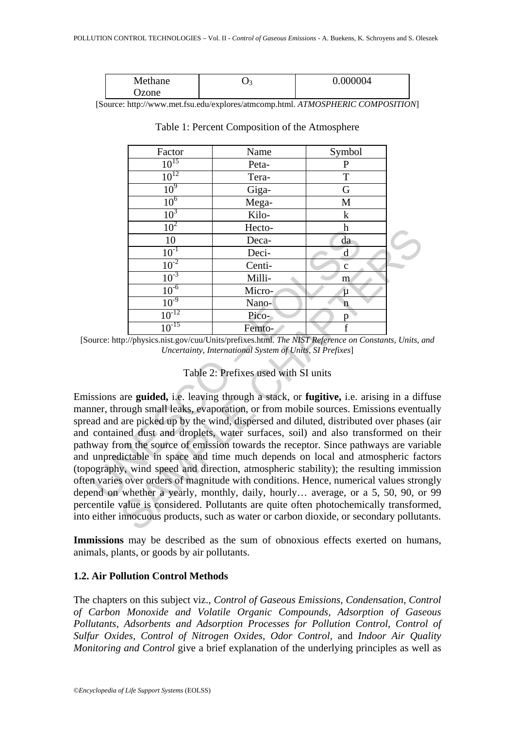| Methane Ozone | $O_3$ | 0.000004 |
|---|---|---|

[Source: http://www.met.fsu.edu/explores/atmcomp.html. *ATMOSPHERIC COMPOSITION*]

Table 1: Percent Composition of the Atmosphere

| Factor | Name | Symbol |
|---|---|---|
| $10^{15}$ | Peta- | P |
| $10^{12}$ | Tera- | T |
| $10^{9}$ | Giga- | G |
| $10^{6}$ | Mega- | M |
| $10^{3}$ | Kilo- | k |
| $10^{2}$ | Hecto- | h |
| 10 | Deca- | da |
| $10^{-1}$ | Deci- | d |
| $10^{-2}$ | Centi- | c |
| $10^{-3}$ | Milli- | m |
| $10^{-6}$ | Micro- | µ |
| $10^{-9}$ | Nano- | n |
| $10^{-12}$ | Pico- | p |
| $10^{-15}$ | Femto- | f |

[Source: http://physics.nist.gov/cuu/Units/prefixes.html. *The NIST Reference on Constants, Units, and Uncertainty, International System of Units, SI Prefixes*]

Table 2: Prefixes used with SI units

Emissions are **guided,** i.e. leaving through a stack, or **fugitive,** i.e. arising in a diffuse manner, through small leaks, evaporation, or from mobile sources. Emissions eventually spread and are picked up by the wind, dispersed and diluted, distributed over phases (air and contained dust and droplets, water surfaces, soil) and also transformed on their pathway from the source of emission towards the receptor. Since pathways are variable and unpredictable in space and time much depends on local and atmospheric factors (topography, wind speed and direction, atmospheric stability); the resulting immission often varies over orders of magnitude with conditions. Hence, numerical values strongly depend on whether a yearly, monthly, daily, hourly… average, or a 5, 50, 90, or 99 percentile value is considered. Pollutants are quite often photochemically transformed, into either innocuous products, such as water or carbon dioxide, or secondary pollutants.

**Immissions** may be described as the sum of obnoxious effects exerted on humans, animals, plants, or goods by air pollutants.

### 1.2. Air Pollution Control Methods

The chapters on this subject viz., *Control of Gaseous Emissions, Condensation, Control of Carbon Monoxide and Volatile Organic Compounds, Adsorption of Gaseous Pollutants, Adsorbents and Adsorption Processes for Pollution Control, Control of Sulfur Oxides, Control of Nitrogen Oxides, Odor Control,* and *Indoor Air Quality Monitoring and Control* give a brief explanation of the underlying principles as well as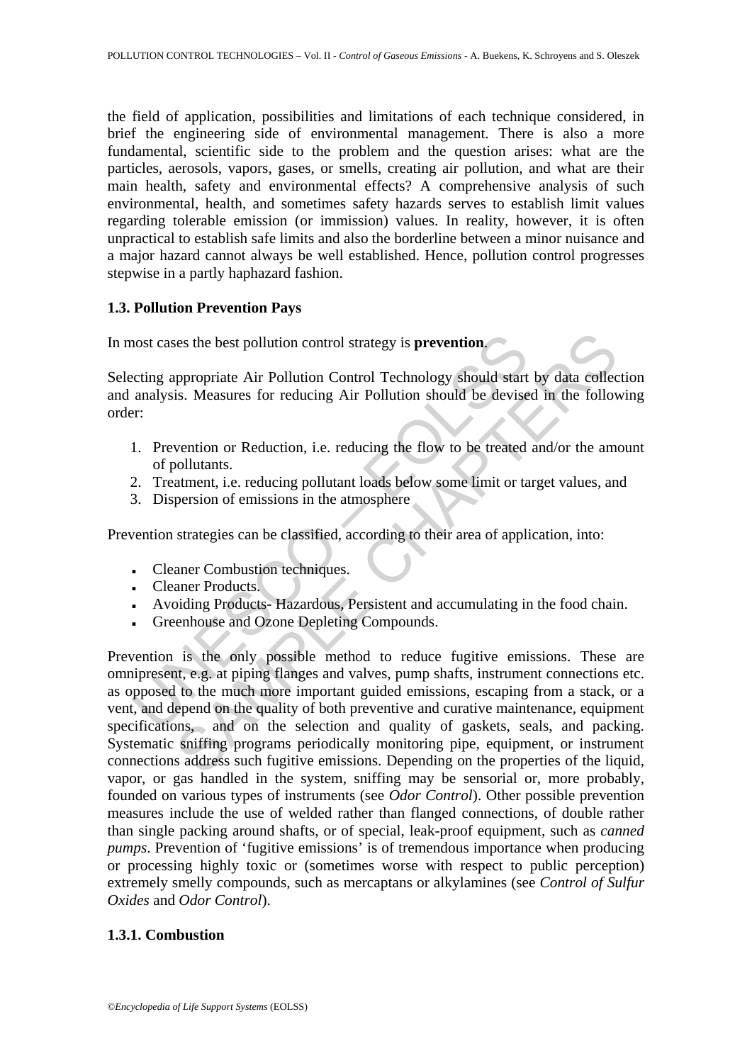the field of application, possibilities and limitations of each technique considered, in brief the engineering side of environmental management. There is also a more fundamental, scientific side to the problem and the question arises: what are the particles, aerosols, vapors, gases, or smells, creating air pollution, and what are their main health, safety and environmental effects? A comprehensive analysis of such environmental, health, and sometimes safety hazards serves to establish limit values regarding tolerable emission (or immission) values. In reality, however, it is often unpractical to establish safe limits and also the borderline between a minor nuisance and a major hazard cannot always be well established. Hence, pollution control progresses stepwise in a partly haphazard fashion.

### 1.3. Pollution Prevention Pays

In most cases the best pollution control strategy is **prevention**.

Selecting appropriate Air Pollution Control Technology should start by data collection and analysis. Measures for reducing Air Pollution should be devised in the following order:

1. Prevention or Reduction, i.e. reducing the flow to be treated and/or the amount of pollutants.
2. Treatment, i.e. reducing pollutant loads below some limit or target values, and
3. Dispersion of emissions in the atmosphere

Prevention strategies can be classified, according to their area of application, into:

- Cleaner Combustion techniques.
- Cleaner Products.
- Avoiding Products- Hazardous, Persistent and accumulating in the food chain.
- Greenhouse and Ozone Depleting Compounds.

Prevention is the only possible method to reduce fugitive emissions. These are omnipresent, e.g. at piping flanges and valves, pump shafts, instrument connections etc. as opposed to the much more important guided emissions, escaping from a stack, or a vent, and depend on the quality of both preventive and curative maintenance, equipment specifications, and on the selection and quality of gaskets, seals, and packing. Systematic sniffing programs periodically monitoring pipe, equipment, or instrument connections address such fugitive emissions. Depending on the properties of the liquid, vapor, or gas handled in the system, sniffing may be sensorial or, more probably, founded on various types of instruments (see *Odor Control*). Other possible prevention measures include the use of welded rather than flanged connections, of double rather than single packing around shafts, or of special, leak-proof equipment, such as *canned pumps*. Prevention of 'fugitive emissions' is of tremendous importance when producing or processing highly toxic or (sometimes worse with respect to public perception) extremely smelly compounds, such as mercaptans or alkylamines (see *Control of Sulfur Oxides* and *Odor Control*).

#### 1.3.1. Combustion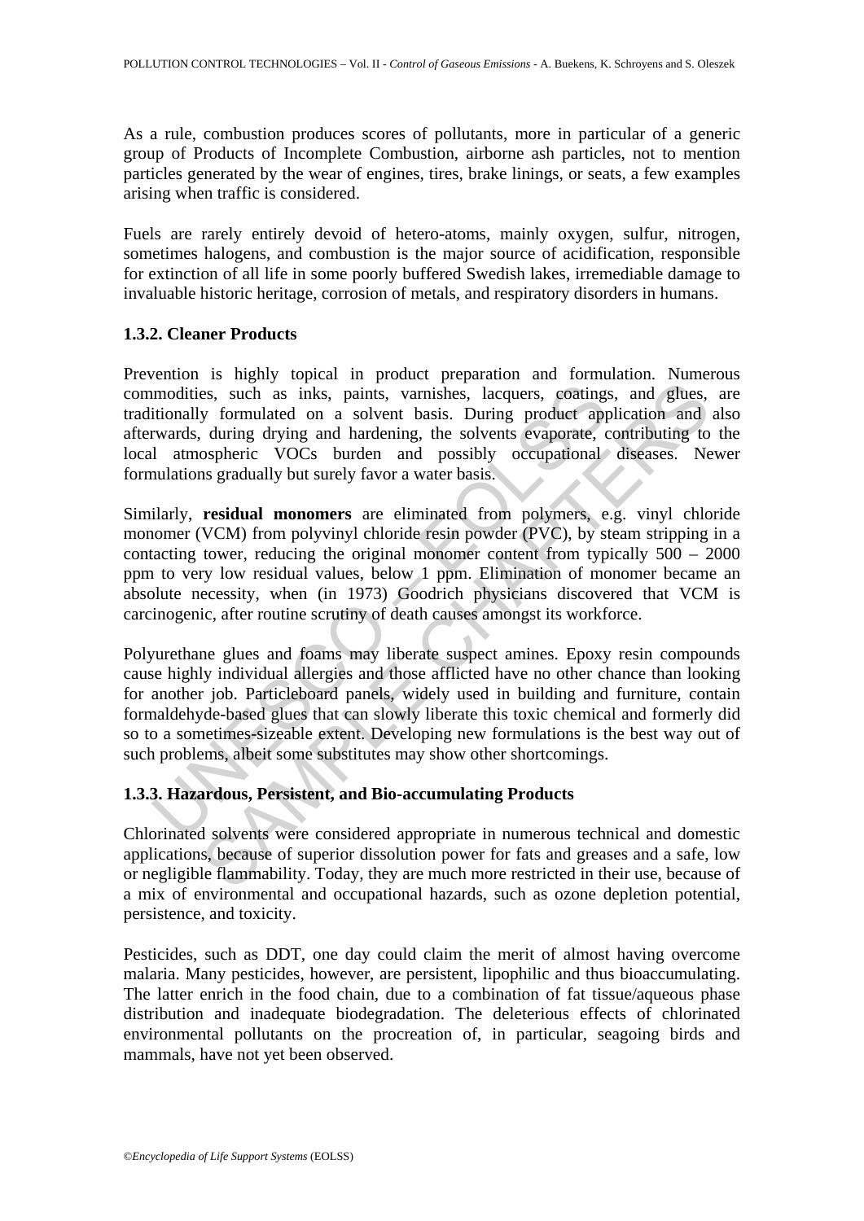As a rule, combustion produces scores of pollutants, more in particular of a generic group of Products of Incomplete Combustion, airborne ash particles, not to mention particles generated by the wear of engines, tires, brake linings, or seats, a few examples arising when traffic is considered.

Fuels are rarely entirely devoid of hetero-atoms, mainly oxygen, sulfur, nitrogen, sometimes halogens, and combustion is the major source of acidification, responsible for extinction of all life in some poorly buffered Swedish lakes, irremediable damage to invaluable historic heritage, corrosion of metals, and respiratory disorders in humans.

### 1.3.2. Cleaner Products

Prevention is highly topical in product preparation and formulation. Numerous commodities, such as inks, paints, varnishes, lacquers, coatings, and glues, are traditionally formulated on a solvent basis. During product application and also afterwards, during drying and hardening, the solvents evaporate, contributing to the local atmospheric VOCs burden and possibly occupational diseases. Newer formulations gradually but surely favor a water basis.

Similarly, **residual monomers** are eliminated from polymers, e.g. vinyl chloride monomer (VCM) from polyvinyl chloride resin powder (PVC), by steam stripping in a contacting tower, reducing the original monomer content from typically 500 – 2000 ppm to very low residual values, below 1 ppm. Elimination of monomer became an absolute necessity, when (in 1973) Goodrich physicians discovered that VCM is carcinogenic, after routine scrutiny of death causes amongst its workforce.

Polyurethane glues and foams may liberate suspect amines. Epoxy resin compounds cause highly individual allergies and those afflicted have no other chance than looking for another job. Particleboard panels, widely used in building and furniture, contain formaldehyde-based glues that can slowly liberate this toxic chemical and formerly did so to a sometimes-sizeable extent. Developing new formulations is the best way out of such problems, albeit some substitutes may show other shortcomings.

### 1.3.3. Hazardous, Persistent, and Bio-accumulating Products

Chlorinated solvents were considered appropriate in numerous technical and domestic applications, because of superior dissolution power for fats and greases and a safe, low or negligible flammability. Today, they are much more restricted in their use, because of a mix of environmental and occupational hazards, such as ozone depletion potential, persistence, and toxicity.

Pesticides, such as DDT, one day could claim the merit of almost having overcome malaria. Many pesticides, however, are persistent, lipophilic and thus bioaccumulating. The latter enrich in the food chain, due to a combination of fat tissue/aqueous phase distribution and inadequate biodegradation. The deleterious effects of chlorinated environmental pollutants on the procreation of, in particular, seagoing birds and mammals, have not yet been observed.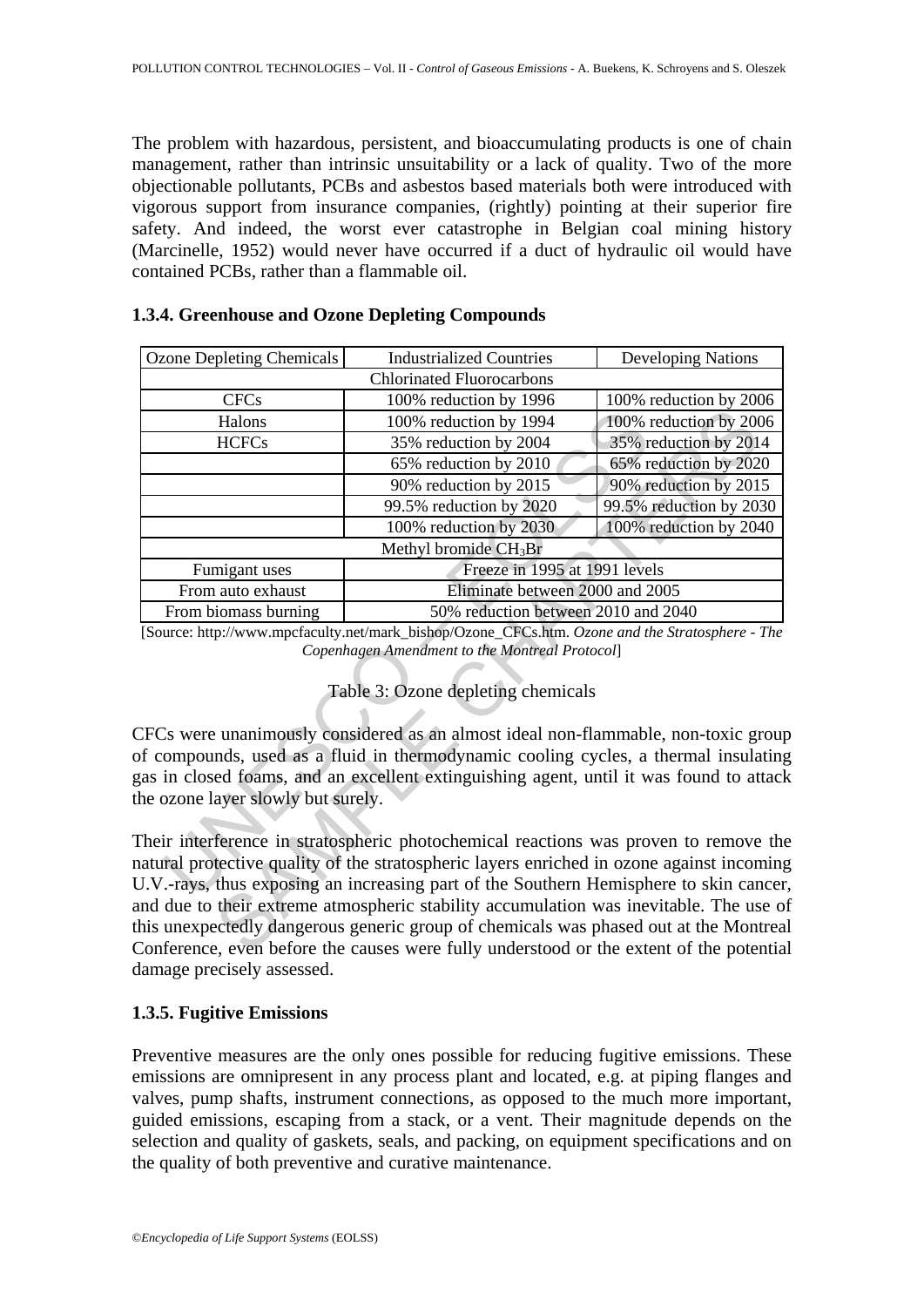The problem with hazardous, persistent, and bioaccumulating products is one of chain management, rather than intrinsic unsuitability or a lack of quality. Two of the more objectionable pollutants, PCBs and asbestos based materials both were introduced with vigorous support from insurance companies, (rightly) pointing at their superior fire safety. And indeed, the worst ever catastrophe in Belgian coal mining history (Marcinelle, 1952) would never have occurred if a duct of hydraulic oil would have contained PCBs, rather than a flammable oil.

### 1.3.4. Greenhouse and Ozone Depleting Compounds

| Ozone Depleting Chemicals | Industrialized Countries | Developing Nations |
|---|---|---|
| Chlorinated Fluorocarbons | | |
| CFCs | 100% reduction by 1996 | 100% reduction by 2006 |
| Halons | 100% reduction by 1994 | 100% reduction by 2006 |
| HCFCs | 35% reduction by 2004 | 35% reduction by 2014 |
| | 65% reduction by 2010 | 65% reduction by 2020 |
| | 90% reduction by 2015 | 90% reduction by 2015 |
| | 99.5% reduction by 2020 | 99.5% reduction by 2030 |
| | 100% reduction by 2030 | 100% reduction by 2040 |
| Methyl bromide $CH_3Br$ | | |
| Fumigant uses | Freeze in 1995 at 1991 levels | |
| From auto exhaust | Eliminate between 2000 and 2005 | |
| From biomass burning | 50% reduction between 2010 and 2040 | |

[Source: http://www.mpcfaculty.net/mark_bishop/Ozone_CFCs.htm. *Ozone and the Stratosphere - The Copenhagen Amendment to the Montreal Protocol*]

Table 3: Ozone depleting chemicals

CFCs were unanimously considered as an almost ideal non-flammable, non-toxic group of compounds, used as a fluid in thermodynamic cooling cycles, a thermal insulating gas in closed foams, and an excellent extinguishing agent, until it was found to attack the ozone layer slowly but surely.

Their interference in stratospheric photochemical reactions was proven to remove the natural protective quality of the stratospheric layers enriched in ozone against incoming U.V.-rays, thus exposing an increasing part of the Southern Hemisphere to skin cancer, and due to their extreme atmospheric stability accumulation was inevitable. The use of this unexpectedly dangerous generic group of chemicals was phased out at the Montreal Conference, even before the causes were fully understood or the extent of the potential damage precisely assessed.

### 1.3.5. Fugitive Emissions

Preventive measures are the only ones possible for reducing fugitive emissions. These emissions are omnipresent in any process plant and located, e.g. at piping flanges and valves, pump shafts, instrument connections, as opposed to the much more important, guided emissions, escaping from a stack, or a vent. Their magnitude depends on the selection and quality of gaskets, seals, and packing, on equipment specifications and on the quality of both preventive and curative maintenance.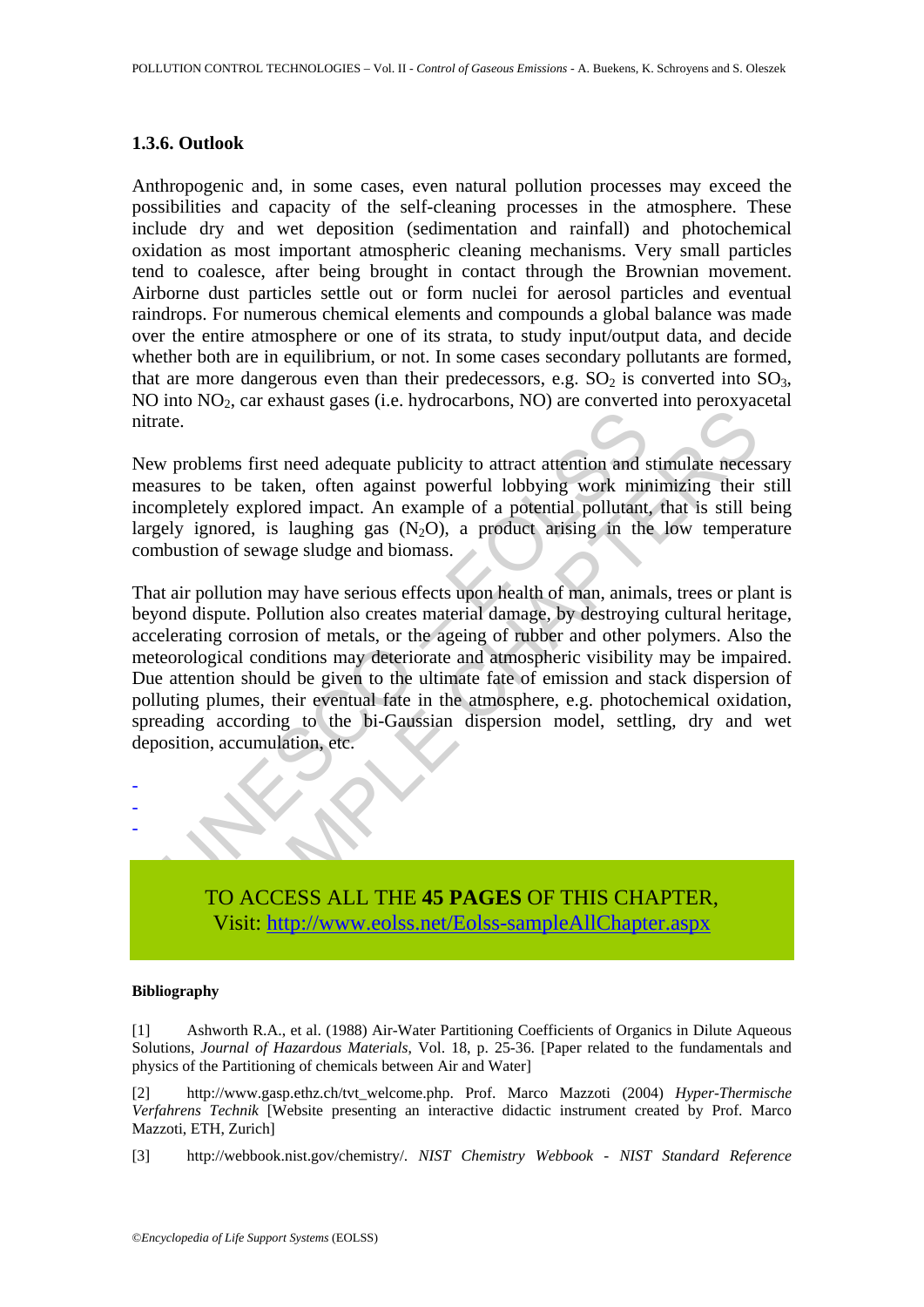### 1.3.6. Outlook

Anthropogenic and, in some cases, even natural pollution processes may exceed the possibilities and capacity of the self-cleaning processes in the atmosphere. These include dry and wet deposition (sedimentation and rainfall) and photochemical oxidation as most important atmospheric cleaning mechanisms. Very small particles tend to coalesce, after being brought in contact through the Brownian movement. Airborne dust particles settle out or form nuclei for aerosol particles and eventual raindrops. For numerous chemical elements and compounds a global balance was made over the entire atmosphere or one of its strata, to study input/output data, and decide whether both are in equilibrium, or not. In some cases secondary pollutants are formed, that are more dangerous even than their predecessors, e.g. $SO_2$ is converted into $SO_3$, NO into $NO_2$, car exhaust gases (i.e. hydrocarbons, NO) are converted into peroxyacetal nitrate.

New problems first need adequate publicity to attract attention and stimulate necessary measures to be taken, often against powerful lobbying work minimizing their still incompletely explored impact. An example of a potential pollutant, that is still being largely ignored, is laughing gas ($N_2O$), a product arising in the low temperature combustion of sewage sludge and biomass.

That air pollution may have serious effects upon health of man, animals, trees or plant is beyond dispute. Pollution also creates material damage, by destroying cultural heritage, accelerating corrosion of metals, or the ageing of rubber and other polymers. Also the meteorological conditions may deteriorate and atmospheric visibility may be impaired. Due attention should be given to the ultimate fate of emission and stack dispersion of polluting plumes, their eventual fate in the atmosphere, e.g. photochemical oxidation, spreading according to the bi-Gaussian dispersion model, settling, dry and wet deposition, accumulation, etc.

-
-
-

TO ACCESS ALL THE **45 PAGES** OF THIS CHAPTER,
Visit: http://www.eolss.net/Eolss-sampleAllChapter.aspx

#### Bibliography

[1] Ashworth R.A., et al. (1988) Air-Water Partitioning Coefficients of Organics in Dilute Aqueous Solutions, *Journal of Hazardous Materials*, Vol. 18, p. 25-36. [Paper related to the fundamentals and physics of the Partitioning of chemicals between Air and Water]

[2] http://www.gasp.ethz.ch/tvt_welcome.php. Prof. Marco Mazzoti (2004) *Hyper-Thermische Verfahrens Technik* [Website presenting an interactive didactic instrument created by Prof. Marco Mazzoti, ETH, Zurich]

[3] http://webbook.nist.gov/chemistry/. *NIST Chemistry Webbook - NIST Standard Reference*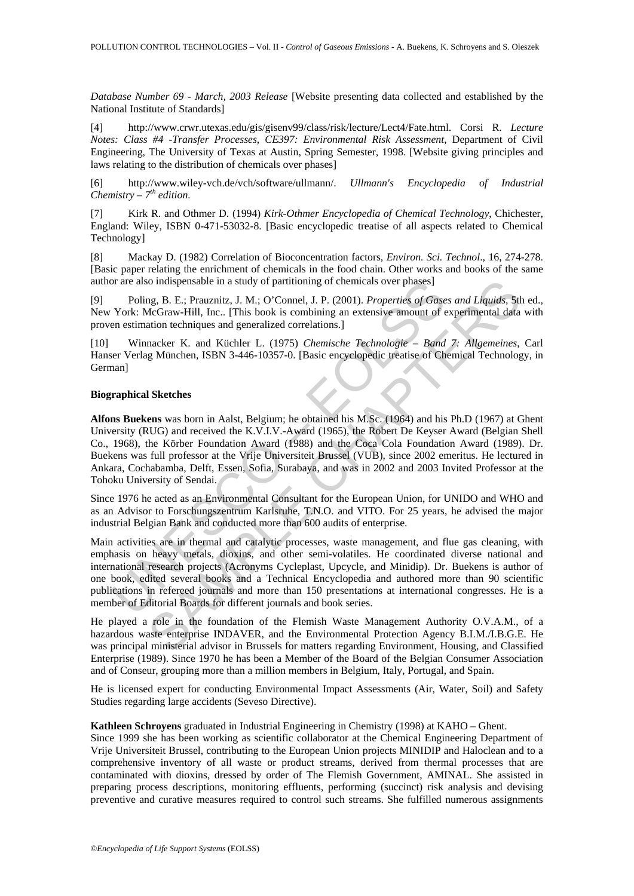*Database Number 69 - March, 2003 Release* [Website presenting data collected and established by the National Institute of Standards]

[4] http://www.crwr.utexas.edu/gis/gisenv99/class/risk/lecture/Lect4/Fate.html. Corsi R. *Lecture Notes: Class #4 -Transfer Processes, CE397: Environmental Risk Assessment*, Department of Civil Engineering, The University of Texas at Austin, Spring Semester, 1998. [Website giving principles and laws relating to the distribution of chemicals over phases]

[6] http://www.wiley-vch.de/vch/software/ullmann/. *Ullmann's Encyclopedia of Industrial Chemistry – 7th edition.*

[7] Kirk R. and Othmer D. (1994) *Kirk-Othmer Encyclopedia of Chemical Technology*, Chichester, England: Wiley, ISBN 0-471-53032-8. [Basic encyclopedic treatise of all aspects related to Chemical Technology]

[8] Mackay D. (1982) Correlation of Bioconcentration factors, *Environ. Sci. Technol*., 16, 274-278. [Basic paper relating the enrichment of chemicals in the food chain. Other works and books of the same author are also indispensable in a study of partitioning of chemicals over phases]

[9] Poling, B. E.; Prauznitz, J. M.; O'Connel, J. P. (2001). *Properties of Gases and Liquids*, 5th ed., New York: McGraw-Hill, Inc.. [This book is combining an extensive amount of experimental data with proven estimation techniques and generalized correlations.]

[10] Winnacker K. and Küchler L. (1975) *Chemische Technologie – Band 7: Allgemeines*, Carl Hanser Verlag München, ISBN 3-446-10357-0. [Basic encyclopedic treatise of Chemical Technology, in German]

**Biographical Sketches**

**Alfons Buekens** was born in Aalst, Belgium; he obtained his M.Sc. (1964) and his Ph.D (1967) at Ghent University (RUG) and received the K.V.I.V.-Award (1965), the Robert De Keyser Award (Belgian Shell Co., 1968), the Körber Foundation Award (1988) and the Coca Cola Foundation Award (1989). Dr. Buekens was full professor at the Vrije Universiteit Brussel (VUB), since 2002 emeritus. He lectured in Ankara, Cochabamba, Delft, Essen, Sofia, Surabaya, and was in 2002 and 2003 Invited Professor at the Tohoku University of Sendai.

Since 1976 he acted as an Environmental Consultant for the European Union, for UNIDO and WHO and as an Advisor to Forschungszentrum Karlsruhe, T.N.O. and VITO. For 25 years, he advised the major industrial Belgian Bank and conducted more than 600 audits of enterprise.

Main activities are in thermal and catalytic processes, waste management, and flue gas cleaning, with emphasis on heavy metals, dioxins, and other semi-volatiles. He coordinated diverse national and international research projects (Acronyms Cycleplast, Upcycle, and Minidip). Dr. Buekens is author of one book, edited several books and a Technical Encyclopedia and authored more than 90 scientific publications in refereed journals and more than 150 presentations at international congresses. He is a member of Editorial Boards for different journals and book series.

He played a role in the foundation of the Flemish Waste Management Authority O.V.A.M., of a hazardous waste enterprise INDAVER, and the Environmental Protection Agency B.I.M./I.B.G.E. He was principal ministerial advisor in Brussels for matters regarding Environment, Housing, and Classified Enterprise (1989). Since 1970 he has been a Member of the Board of the Belgian Consumer Association and of Conseur, grouping more than a million members in Belgium, Italy, Portugal, and Spain.

He is licensed expert for conducting Environmental Impact Assessments (Air, Water, Soil) and Safety Studies regarding large accidents (Seveso Directive).

**Kathleen Schroyens** graduated in Industrial Engineering in Chemistry (1998) at KAHO – Ghent.
Since 1999 she has been working as scientific collaborator at the Chemical Engineering Department of Vrije Universiteit Brussel, contributing to the European Union projects MINIDIP and Haloclean and to a comprehensive inventory of all waste or product streams, derived from thermal processes that are contaminated with dioxins, dressed by order of The Flemish Government, AMINAL. She assisted in preparing process descriptions, monitoring effluents, performing (succinct) risk analysis and devising preventive and curative measures required to control such streams. She fulfilled numerous assignments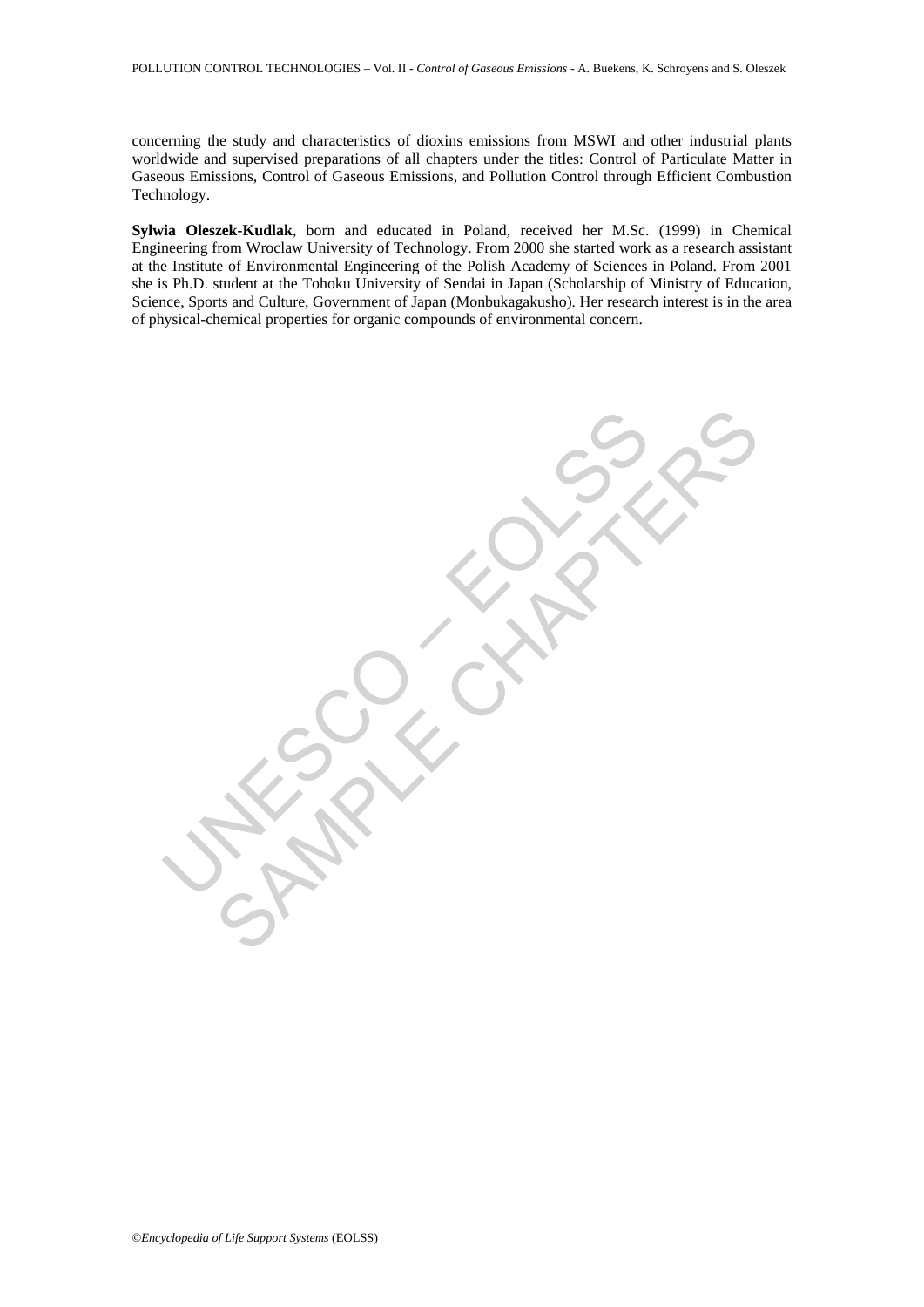concerning the study and characteristics of dioxins emissions from MSWI and other industrial plants worldwide and supervised preparations of all chapters under the titles: Control of Particulate Matter in Gaseous Emissions, Control of Gaseous Emissions, and Pollution Control through Efficient Combustion Technology.

**Sylwia Oleszek-Kudlak**, born and educated in Poland, received her M.Sc. (1999) in Chemical Engineering from Wroclaw University of Technology. From 2000 she started work as a research assistant at the Institute of Environmental Engineering of the Polish Academy of Sciences in Poland. From 2001 she is Ph.D. student at the Tohoku University of Sendai in Japan (Scholarship of Ministry of Education, Science, Sports and Culture, Government of Japan (Monbukagakusho). Her research interest is in the area of physical-chemical properties for organic compounds of environmental concern.